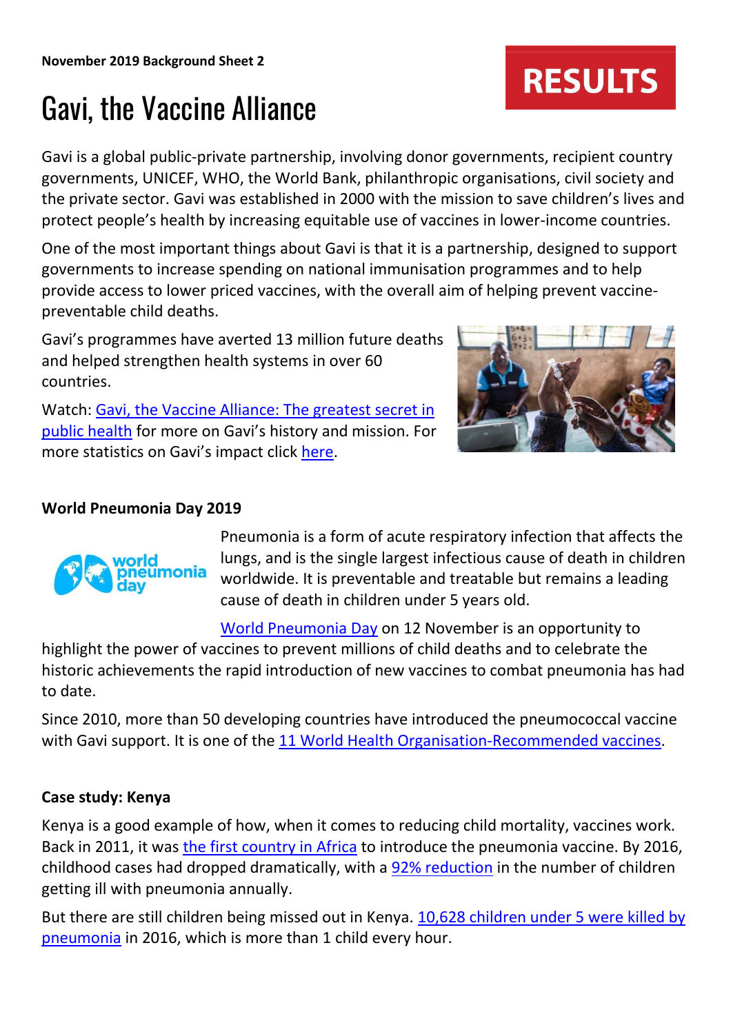**November 2019 Background Sheet 2**

# Gavi, the Vaccine Alliance

RESULTS

Gavi is a global public-private partnership, involving donor governments, recipient country governments, UNICEF, WHO, the World Bank, philanthropic organisations, civil society and the private sector. Gavi was established in 2000 with the mission to save children's lives and protect people's health by increasing equitable use of vaccines in lower-income countries.

One of the most important things about Gavi is that it is a partnership, designed to support governments to increase spending on national immunisation programmes and to help provide access to lower priced vaccines, with the overall aim of helping prevent vaccine-preventable child deaths.

Gavi's programmes have averted 13 million future deaths and helped strengthen health systems in over 60 countries.

Watch: Gavi, the Vaccine Alliance: The greatest secret in public health for more on Gavi's history and mission. For more statistics on Gavi's impact click here.

## World Pneumonia Day 2019

Pneumonia is a form of acute respiratory infection that affects the lungs, and is the single largest infectious cause of death in children worldwide. It is preventable and treatable but remains a leading cause of death in children under 5 years old.

World Pneumonia Day on 12 November is an opportunity to highlight the power of vaccines to prevent millions of child deaths and to celebrate the historic achievements the rapid introduction of new vaccines to combat pneumonia has had to date.

Since 2010, more than 50 developing countries have introduced the pneumococcal vaccine with Gavi support. It is one of the 11 World Health Organisation-Recommended vaccines.

## Case study: Kenya

Kenya is a good example of how, when it comes to reducing child mortality, vaccines work. Back in 2011, it was the first country in Africa to introduce the pneumonia vaccine. By 2016, childhood cases had dropped dramatically, with a 92% reduction in the number of children getting ill with pneumonia annually.

But there are still children being missed out in Kenya. 10,628 children under 5 were killed by pneumonia in 2016, which is more than 1 child every hour.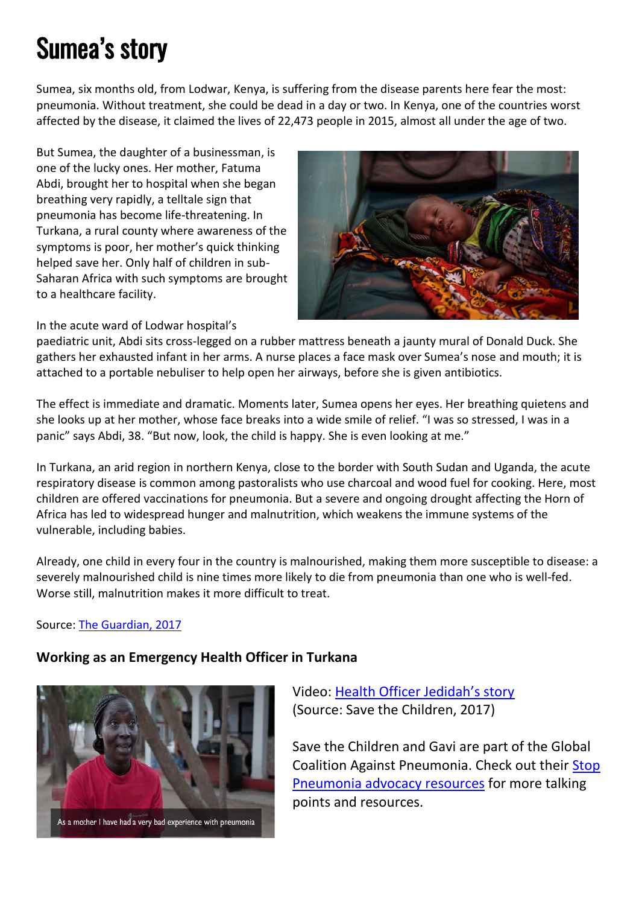# Sumea's story

Sumea, six months old, from Lodwar, Kenya, is suffering from the disease parents here fear the most: pneumonia. Without treatment, she could be dead in a day or two. In Kenya, one of the countries worst affected by the disease, it claimed the lives of 22,473 people in 2015, almost all under the age of two.

But Sumea, the daughter of a businessman, is one of the lucky ones. Her mother, Fatuma Abdi, brought her to hospital when she began breathing very rapidly, a telltale sign that pneumonia has become life-threatening. In Turkana, a rural county where awareness of the symptoms is poor, her mother's quick thinking helped save her. Only half of children in sub-Saharan Africa with such symptoms are brought to a healthcare facility.

In the acute ward of Lodwar hospital's paediatric unit, Abdi sits cross-legged on a rubber mattress beneath a jaunty mural of Donald Duck. She gathers her exhausted infant in her arms. A nurse places a face mask over Sumea's nose and mouth; it is attached to a portable nebuliser to help open her airways, before she is given antibiotics.

The effect is immediate and dramatic. Moments later, Sumea opens her eyes. Her breathing quietens and she looks up at her mother, whose face breaks into a wide smile of relief. "I was so stressed, I was in a panic" says Abdi, 38. "But now, look, the child is happy. She is even looking at me."

In Turkana, an arid region in northern Kenya, close to the border with South Sudan and Uganda, the acute respiratory disease is common among pastoralists who use charcoal and wood fuel for cooking. Here, most children are offered vaccinations for pneumonia. But a severe and ongoing drought affecting the Horn of Africa has led to widespread hunger and malnutrition, which weakens the immune systems of the vulnerable, including babies.

Already, one child in every four in the country is malnourished, making them more susceptible to disease: a severely malnourished child is nine times more likely to die from pneumonia than one who is well-fed. Worse still, malnutrition makes it more difficult to treat.

Source: The Guardian, 2017

### Working as an Emergency Health Officer in Turkana

As a mother I have had a very bad experience with pneumonia

Video: Health Officer Jedidah's story (Source: Save the Children, 2017)

Save the Children and Gavi are part of the Global Coalition Against Pneumonia. Check out their Stop Pneumonia advocacy resources for more talking points and resources.